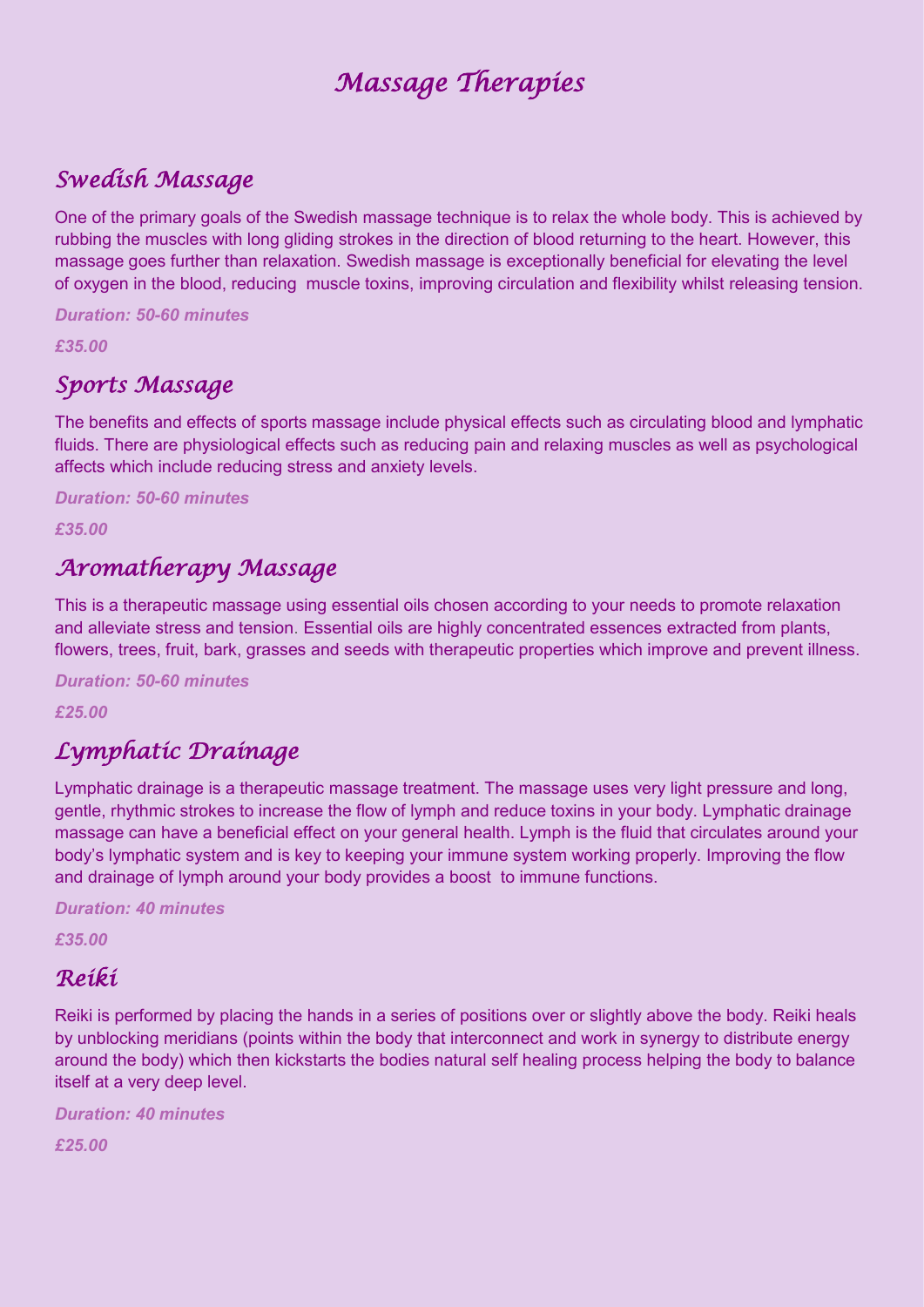# *Massage Therapies*

## *Swedish Massage*

One of the primary goals of the Swedish massage technique is to relax the whole body. This is achieved by rubbing the muscles with long gliding strokes in the direction of blood returning to the heart. However, this massage goes further than relaxation. Swedish massage is exceptionally beneficial for elevating the level of oxygen in the blood, reducing  muscle toxins, improving circulation and flexibility whilst releasing tension.

***Duration: 50-60 minutes***

***£35.00***

## *Sports Massage*

The benefits and effects of sports massage include physical effects such as circulating blood and lymphatic fluids. There are physiological effects such as reducing pain and relaxing muscles as well as psychological affects which include reducing stress and anxiety levels.

***Duration: 50-60 minutes***

***£35.00***

## *Aromatherapy Massage*

This is a therapeutic massage using essential oils chosen according to your needs to promote relaxation and alleviate stress and tension. Essential oils are highly concentrated essences extracted from plants, flowers, trees, fruit, bark, grasses and seeds with therapeutic properties which improve and prevent illness.

***Duration: 50-60 minutes***

***£25.00***

## *Lymphatic Drainage*

Lymphatic drainage is a therapeutic massage treatment. The massage uses very light pressure and long, gentle, rhythmic strokes to increase the flow of lymph and reduce toxins in your body. Lymphatic drainage massage can have a beneficial effect on your general health. Lymph is the fluid that circulates around your body's lymphatic system and is key to keeping your immune system working properly. Improving the flow and drainage of lymph around your body provides a boost  to immune functions.

***Duration: 40 minutes***

***£35.00***

## *Reiki*

Reiki is performed by placing the hands in a series of positions over or slightly above the body. Reiki heals by unblocking meridians (points within the body that interconnect and work in synergy to distribute energy around the body) which then kickstarts the bodies natural self healing process helping the body to balance itself at a very deep level.

***Duration: 40 minutes***

***£25.00***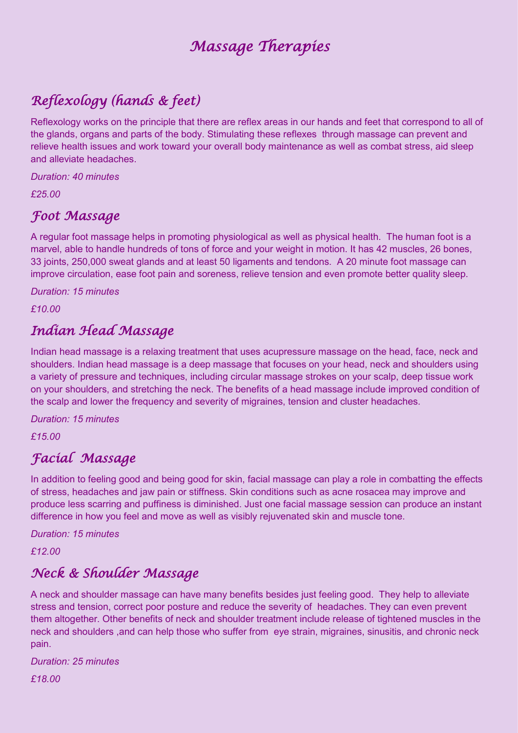# *Massage Therapies*

## *Reflexology (hands & feet)*

Reflexology works on the principle that there are reflex areas in our hands and feet that correspond to all of the glands, organs and parts of the body. Stimulating these reflexes through massage can prevent and relieve health issues and work toward your overall body maintenance as well as combat stress, aid sleep and alleviate headaches.

*Duration: 40 minutes*

*£25.00*

## *Foot Massage*

A regular foot massage helps in promoting physiological as well as physical health. The human foot is a marvel, able to handle hundreds of tons of force and your weight in motion. It has 42 muscles, 26 bones, 33 joints, 250,000 sweat glands and at least 50 ligaments and tendons. A 20 minute foot massage can improve circulation, ease foot pain and soreness, relieve tension and even promote better quality sleep.

*Duration: 15 minutes*

*£10.00*

## *Indian Head Massage*

Indian head massage is a relaxing treatment that uses acupressure massage on the head, face, neck and shoulders. Indian head massage is a deep massage that focuses on your head, neck and shoulders using a variety of pressure and techniques, including circular massage strokes on your scalp, deep tissue work on your shoulders, and stretching the neck. The benefits of a head massage include improved condition of the scalp and lower the frequency and severity of migraines, tension and cluster headaches.

*Duration: 15 minutes*

*£15.00*

## *Facial Massage*

In addition to feeling good and being good for skin, facial massage can play a role in combatting the effects of stress, headaches and jaw pain or stiffness. Skin conditions such as acne rosacea may improve and produce less scarring and puffiness is diminished. Just one facial massage session can produce an instant difference in how you feel and move as well as visibly rejuvenated skin and muscle tone.

*Duration: 15 minutes*

*£12.00*

## *Neck & Shoulder Massage*

A neck and shoulder massage can have many benefits besides just feeling good. They help to alleviate stress and tension, correct poor posture and reduce the severity of headaches. They can even prevent them altogether. Other benefits of neck and shoulder treatment include release of tightened muscles in the neck and shoulders ,and can help those who suffer from eye strain, migraines, sinusitis, and chronic neck pain.

*Duration: 25 minutes*

*£18.00*